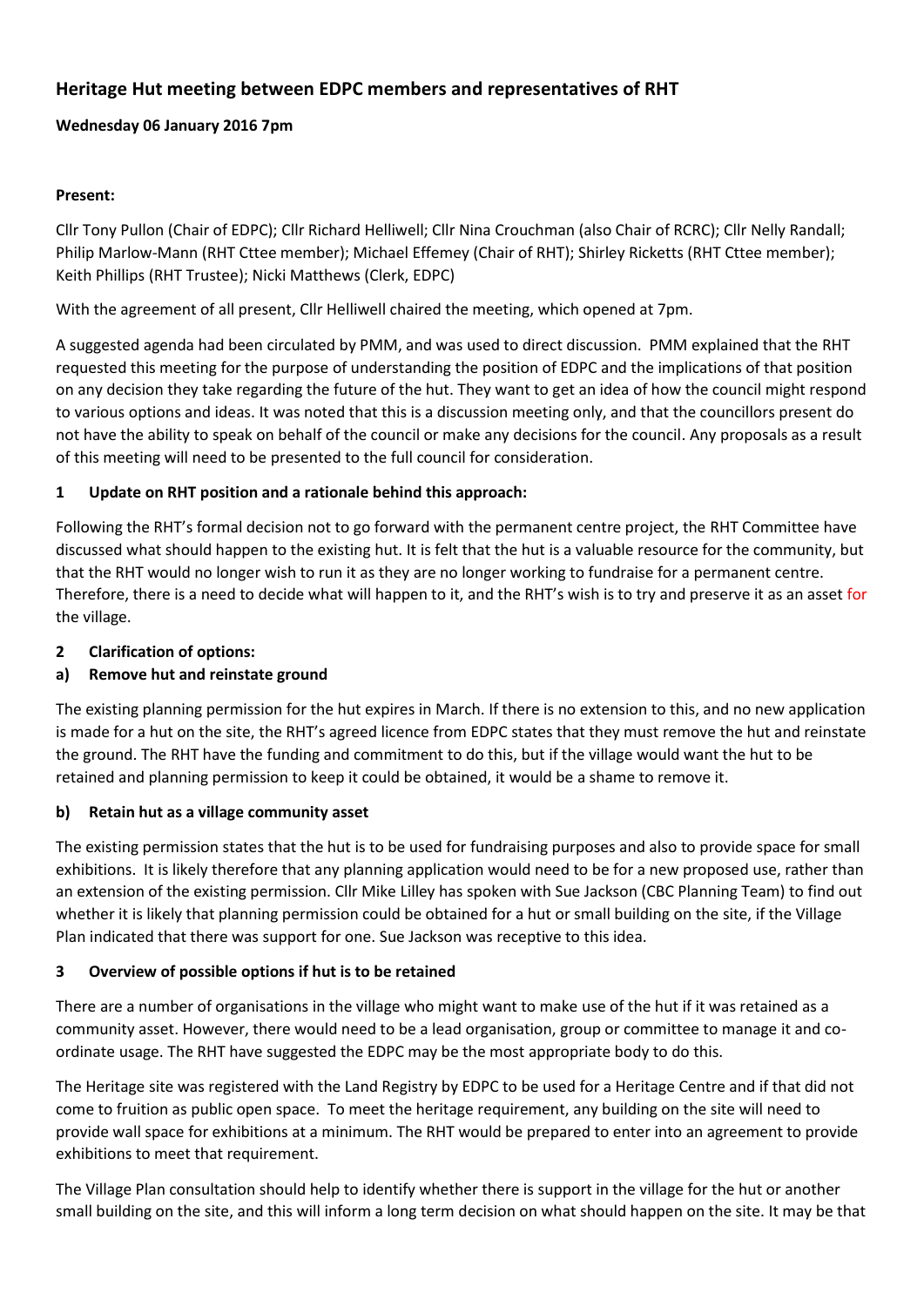# Heritage Hut meeting between EDPC members and representatives of RHT

**Wednesday 06 January 2016 7pm**

**Present:**

Cllr Tony Pullon (Chair of EDPC); Cllr Richard Helliwell; Cllr Nina Crouchman (also Chair of RCRC); Cllr Nelly Randall; Philip Marlow-Mann (RHT Cttee member); Michael Effemey (Chair of RHT); Shirley Ricketts (RHT Cttee member); Keith Phillips (RHT Trustee); Nicki Matthews (Clerk, EDPC)

With the agreement of all present, Cllr Helliwell chaired the meeting, which opened at 7pm.

A suggested agenda had been circulated by PMM, and was used to direct discussion. PMM explained that the RHT requested this meeting for the purpose of understanding the position of EDPC and the implications of that position on any decision they take regarding the future of the hut. They want to get an idea of how the council might respond to various options and ideas. It was noted that this is a discussion meeting only, and that the councillors present do not have the ability to speak on behalf of the council or make any decisions for the council. Any proposals as a result of this meeting will need to be presented to the full council for consideration.

## 1 Update on RHT position and a rationale behind this approach:

Following the RHT's formal decision not to go forward with the permanent centre project, the RHT Committee have discussed what should happen to the existing hut. It is felt that the hut is a valuable resource for the community, but that the RHT would no longer wish to run it as they are no longer working to fundraise for a permanent centre. Therefore, there is a need to decide what will happen to it, and the RHT's wish is to try and preserve it as an asset for the village.

## 2 Clarification of options:

### a) Remove hut and reinstate ground

The existing planning permission for the hut expires in March. If there is no extension to this, and no new application is made for a hut on the site, the RHT's agreed licence from EDPC states that they must remove the hut and reinstate the ground. The RHT have the funding and commitment to do this, but if the village would want the hut to be retained and planning permission to keep it could be obtained, it would be a shame to remove it.

### b) Retain hut as a village community asset

The existing permission states that the hut is to be used for fundraising purposes and also to provide space for small exhibitions. It is likely therefore that any planning application would need to be for a new proposed use, rather than an extension of the existing permission. Cllr Mike Lilley has spoken with Sue Jackson (CBC Planning Team) to find out whether it is likely that planning permission could be obtained for a hut or small building on the site, if the Village Plan indicated that there was support for one. Sue Jackson was receptive to this idea.

## 3 Overview of possible options if hut is to be retained

There are a number of organisations in the village who might want to make use of the hut if it was retained as a community asset. However, there would need to be a lead organisation, group or committee to manage it and co-ordinate usage. The RHT have suggested the EDPC may be the most appropriate body to do this.

The Heritage site was registered with the Land Registry by EDPC to be used for a Heritage Centre and if that did not come to fruition as public open space. To meet the heritage requirement, any building on the site will need to provide wall space for exhibitions at a minimum. The RHT would be prepared to enter into an agreement to provide exhibitions to meet that requirement.

The Village Plan consultation should help to identify whether there is support in the village for the hut or another small building on the site, and this will inform a long term decision on what should happen on the site. It may be that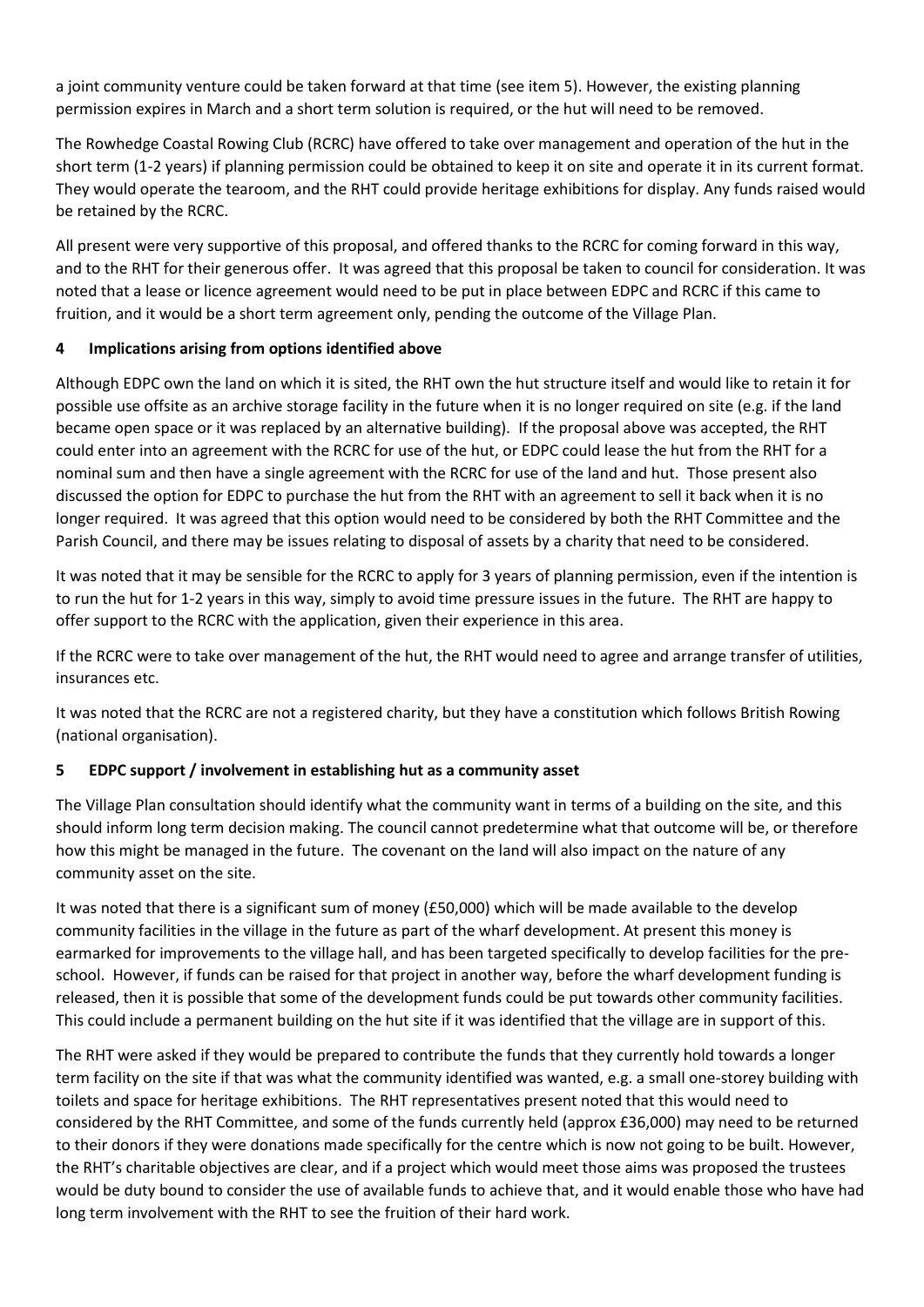a joint community venture could be taken forward at that time (see item 5). However, the existing planning permission expires in March and a short term solution is required, or the hut will need to be removed.

The Rowhedge Coastal Rowing Club (RCRC) have offered to take over management and operation of the hut in the short term (1-2 years) if planning permission could be obtained to keep it on site and operate it in its current format. They would operate the tearoom, and the RHT could provide heritage exhibitions for display. Any funds raised would be retained by the RCRC.

All present were very supportive of this proposal, and offered thanks to the RCRC for coming forward in this way, and to the RHT for their generous offer. It was agreed that this proposal be taken to council for consideration. It was noted that a lease or licence agreement would need to be put in place between EDPC and RCRC if this came to fruition, and it would be a short term agreement only, pending the outcome of the Village Plan.

## 4 Implications arising from options identified above

Although EDPC own the land on which it is sited, the RHT own the hut structure itself and would like to retain it for possible use offsite as an archive storage facility in the future when it is no longer required on site (e.g. if the land became open space or it was replaced by an alternative building). If the proposal above was accepted, the RHT could enter into an agreement with the RCRC for use of the hut, or EDPC could lease the hut from the RHT for a nominal sum and then have a single agreement with the RCRC for use of the land and hut. Those present also discussed the option for EDPC to purchase the hut from the RHT with an agreement to sell it back when it is no longer required. It was agreed that this option would need to be considered by both the RHT Committee and the Parish Council, and there may be issues relating to disposal of assets by a charity that need to be considered.

It was noted that it may be sensible for the RCRC to apply for 3 years of planning permission, even if the intention is to run the hut for 1-2 years in this way, simply to avoid time pressure issues in the future. The RHT are happy to offer support to the RCRC with the application, given their experience in this area.

If the RCRC were to take over management of the hut, the RHT would need to agree and arrange transfer of utilities, insurances etc.

It was noted that the RCRC are not a registered charity, but they have a constitution which follows British Rowing (national organisation).

## 5 EDPC support / involvement in establishing hut as a community asset

The Village Plan consultation should identify what the community want in terms of a building on the site, and this should inform long term decision making. The council cannot predetermine what that outcome will be, or therefore how this might be managed in the future. The covenant on the land will also impact on the nature of any community asset on the site.

It was noted that there is a significant sum of money (£50,000) which will be made available to the develop community facilities in the village in the future as part of the wharf development. At present this money is earmarked for improvements to the village hall, and has been targeted specifically to develop facilities for the pre-school. However, if funds can be raised for that project in another way, before the wharf development funding is released, then it is possible that some of the development funds could be put towards other community facilities. This could include a permanent building on the hut site if it was identified that the village are in support of this.

The RHT were asked if they would be prepared to contribute the funds that they currently hold towards a longer term facility on the site if that was what the community identified was wanted, e.g. a small one-storey building with toilets and space for heritage exhibitions. The RHT representatives present noted that this would need to considered by the RHT Committee, and some of the funds currently held (approx £36,000) may need to be returned to their donors if they were donations made specifically for the centre which is now not going to be built. However, the RHT's charitable objectives are clear, and if a project which would meet those aims was proposed the trustees would be duty bound to consider the use of available funds to achieve that, and it would enable those who have had long term involvement with the RHT to see the fruition of their hard work.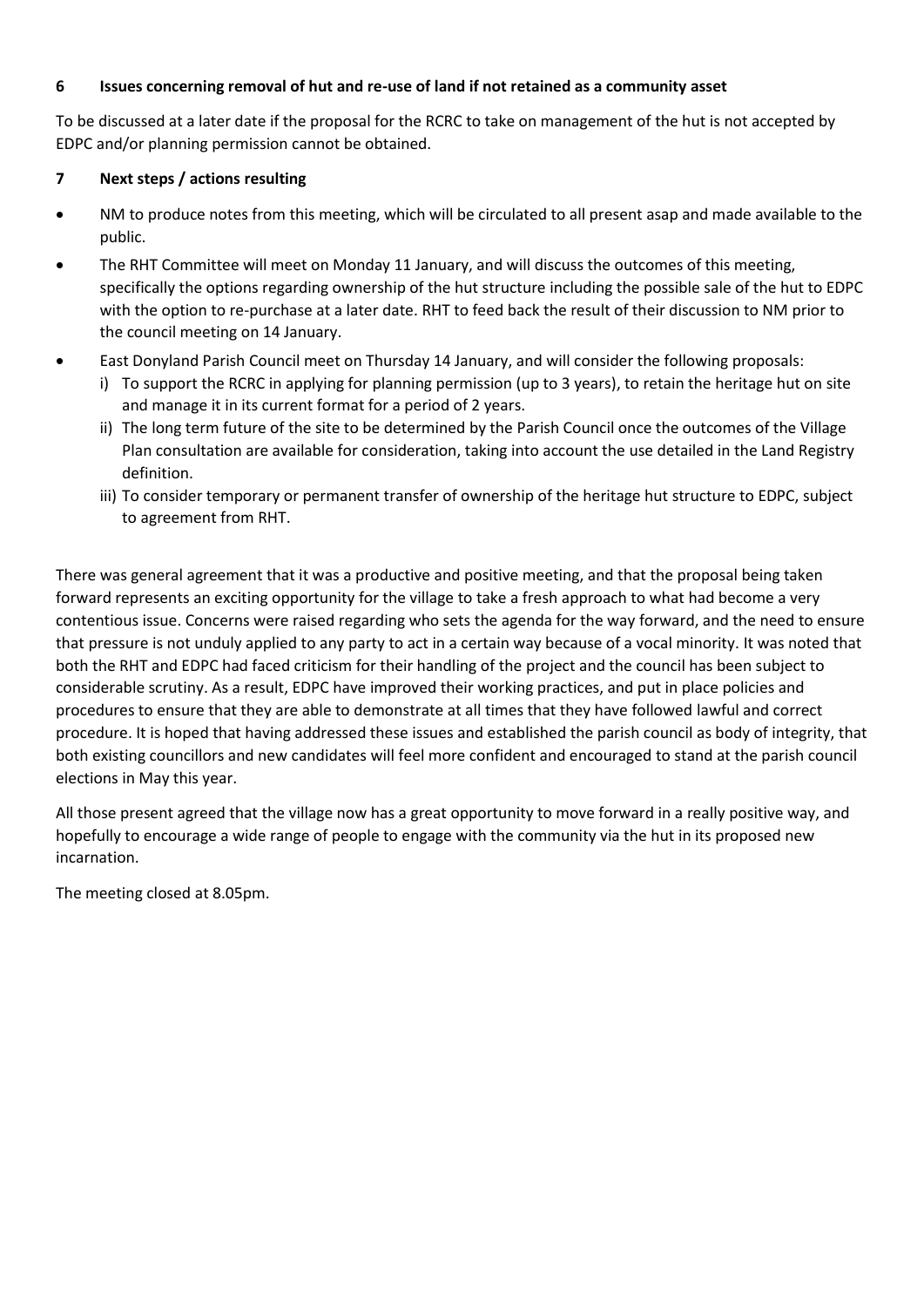## 6 Issues concerning removal of hut and re-use of land if not retained as a community asset

To be discussed at a later date if the proposal for the RCRC to take on management of the hut is not accepted by EDPC and/or planning permission cannot be obtained.

## 7 Next steps / actions resulting

- NM to produce notes from this meeting, which will be circulated to all present asap and made available to the public.
- The RHT Committee will meet on Monday 11 January, and will discuss the outcomes of this meeting, specifically the options regarding ownership of the hut structure including the possible sale of the hut to EDPC with the option to re-purchase at a later date. RHT to feed back the result of their discussion to NM prior to the council meeting on 14 January.
- East Donyland Parish Council meet on Thursday 14 January, and will consider the following proposals:
  - i) To support the RCRC in applying for planning permission (up to 3 years), to retain the heritage hut on site and manage it in its current format for a period of 2 years.
  - ii) The long term future of the site to be determined by the Parish Council once the outcomes of the Village Plan consultation are available for consideration, taking into account the use detailed in the Land Registry definition.
  - iii) To consider temporary or permanent transfer of ownership of the heritage hut structure to EDPC, subject to agreement from RHT.

There was general agreement that it was a productive and positive meeting, and that the proposal being taken forward represents an exciting opportunity for the village to take a fresh approach to what had become a very contentious issue. Concerns were raised regarding who sets the agenda for the way forward, and the need to ensure that pressure is not unduly applied to any party to act in a certain way because of a vocal minority. It was noted that both the RHT and EDPC had faced criticism for their handling of the project and the council has been subject to considerable scrutiny. As a result, EDPC have improved their working practices, and put in place policies and procedures to ensure that they are able to demonstrate at all times that they have followed lawful and correct procedure. It is hoped that having addressed these issues and established the parish council as body of integrity, that both existing councillors and new candidates will feel more confident and encouraged to stand at the parish council elections in May this year.

All those present agreed that the village now has a great opportunity to move forward in a really positive way, and hopefully to encourage a wide range of people to engage with the community via the hut in its proposed new incarnation.

The meeting closed at 8.05pm.